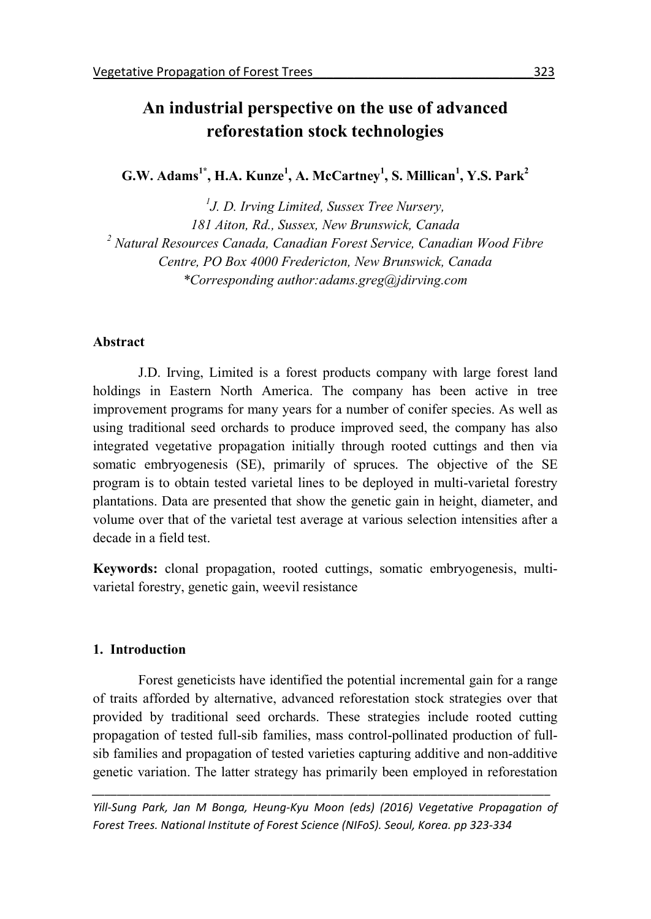# An industrial perspective on the use of advanced reforestation stock technologies

**G.W. Adams[1*], H.A. Kunze[1], A. McCartney[1], S. Millican[1], Y.S. Park[2]**

*[1]J. D. Irving Limited, Sussex Tree Nursery, 181 Aiton, Rd., Sussex, New Brunswick, Canada*
*[2] Natural Resources Canada, Canadian Forest Service, Canadian Wood Fibre Centre, PO Box 4000 Fredericton, New Brunswick, Canada*
*\*Corresponding author:adams.greg@jdirving.com*

### Abstract

J.D. Irving, Limited is a forest products company with large forest land holdings in Eastern North America. The company has been active in tree improvement programs for many years for a number of conifer species. As well as using traditional seed orchards to produce improved seed, the company has also integrated vegetative propagation initially through rooted cuttings and then via somatic embryogenesis (SE), primarily of spruces. The objective of the SE program is to obtain tested varietal lines to be deployed in multi-varietal forestry plantations. Data are presented that show the genetic gain in height, diameter, and volume over that of the varietal test average at various selection intensities after a decade in a field test.

**Keywords:** clonal propagation, rooted cuttings, somatic embryogenesis, multi-varietal forestry, genetic gain, weevil resistance

## 1. Introduction

Forest geneticists have identified the potential incremental gain for a range of traits afforded by alternative, advanced reforestation stock strategies over that provided by traditional seed orchards. These strategies include rooted cutting propagation of tested full-sib families, mass control-pollinated production of full-sib families and propagation of tested varieties capturing additive and non-additive genetic variation. The latter strategy has primarily been employed in reforestation

*Yill-Sung Park, Jan M Bonga, Heung-Kyu Moon (eds) (2016) Vegetative Propagation of Forest Trees. National Institute of Forest Science (NIFoS). Seoul, Korea. pp 323-334*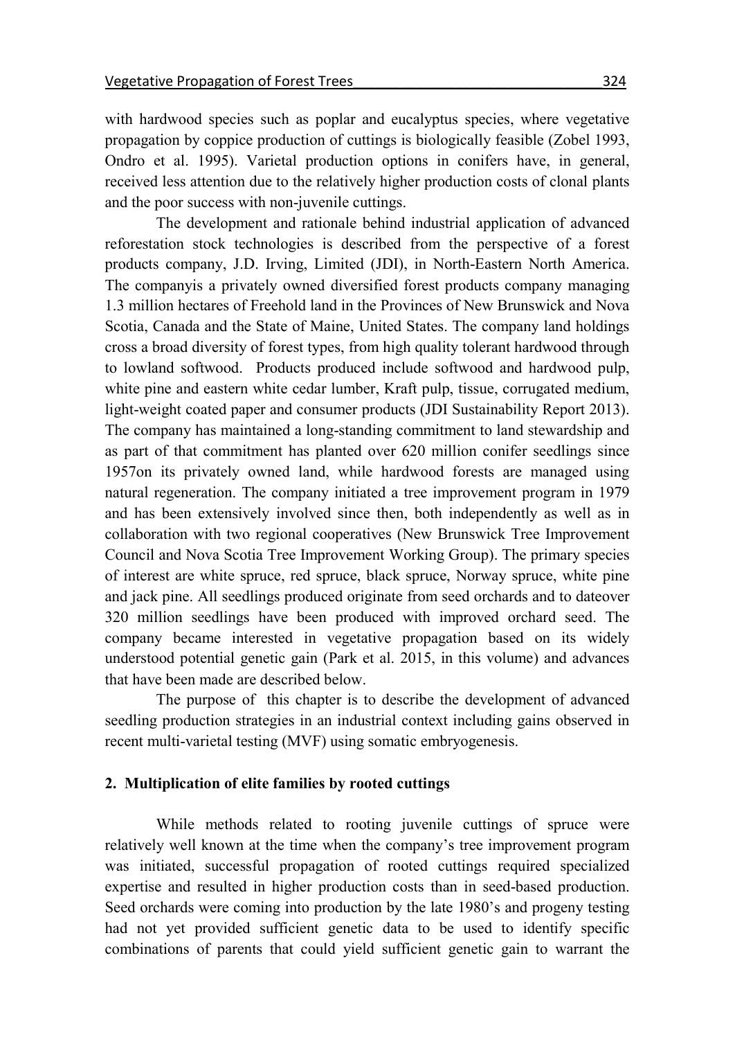with hardwood species such as poplar and eucalyptus species, where vegetative propagation by coppice production of cuttings is biologically feasible (Zobel 1993, Ondro et al. 1995). Varietal production options in conifers have, in general, received less attention due to the relatively higher production costs of clonal plants and the poor success with non-juvenile cuttings.

The development and rationale behind industrial application of advanced reforestation stock technologies is described from the perspective of a forest products company, J.D. Irving, Limited (JDI), in North-Eastern North America. The companyis a privately owned diversified forest products company managing 1.3 million hectares of Freehold land in the Provinces of New Brunswick and Nova Scotia, Canada and the State of Maine, United States. The company land holdings cross a broad diversity of forest types, from high quality tolerant hardwood through to lowland softwood. Products produced include softwood and hardwood pulp, white pine and eastern white cedar lumber, Kraft pulp, tissue, corrugated medium, light-weight coated paper and consumer products (JDI Sustainability Report 2013). The company has maintained a long-standing commitment to land stewardship and as part of that commitment has planted over 620 million conifer seedlings since 1957on its privately owned land, while hardwood forests are managed using natural regeneration. The company initiated a tree improvement program in 1979 and has been extensively involved since then, both independently as well as in collaboration with two regional cooperatives (New Brunswick Tree Improvement Council and Nova Scotia Tree Improvement Working Group). The primary species of interest are white spruce, red spruce, black spruce, Norway spruce, white pine and jack pine. All seedlings produced originate from seed orchards and to dateover 320 million seedlings have been produced with improved orchard seed. The company became interested in vegetative propagation based on its widely understood potential genetic gain (Park et al. 2015, in this volume) and advances that have been made are described below.

The purpose of this chapter is to describe the development of advanced seedling production strategies in an industrial context including gains observed in recent multi-varietal testing (MVF) using somatic embryogenesis.

## 2. Multiplication of elite families by rooted cuttings

While methods related to rooting juvenile cuttings of spruce were relatively well known at the time when the company's tree improvement program was initiated, successful propagation of rooted cuttings required specialized expertise and resulted in higher production costs than in seed-based production. Seed orchards were coming into production by the late 1980's and progeny testing had not yet provided sufficient genetic data to be used to identify specific combinations of parents that could yield sufficient genetic gain to warrant the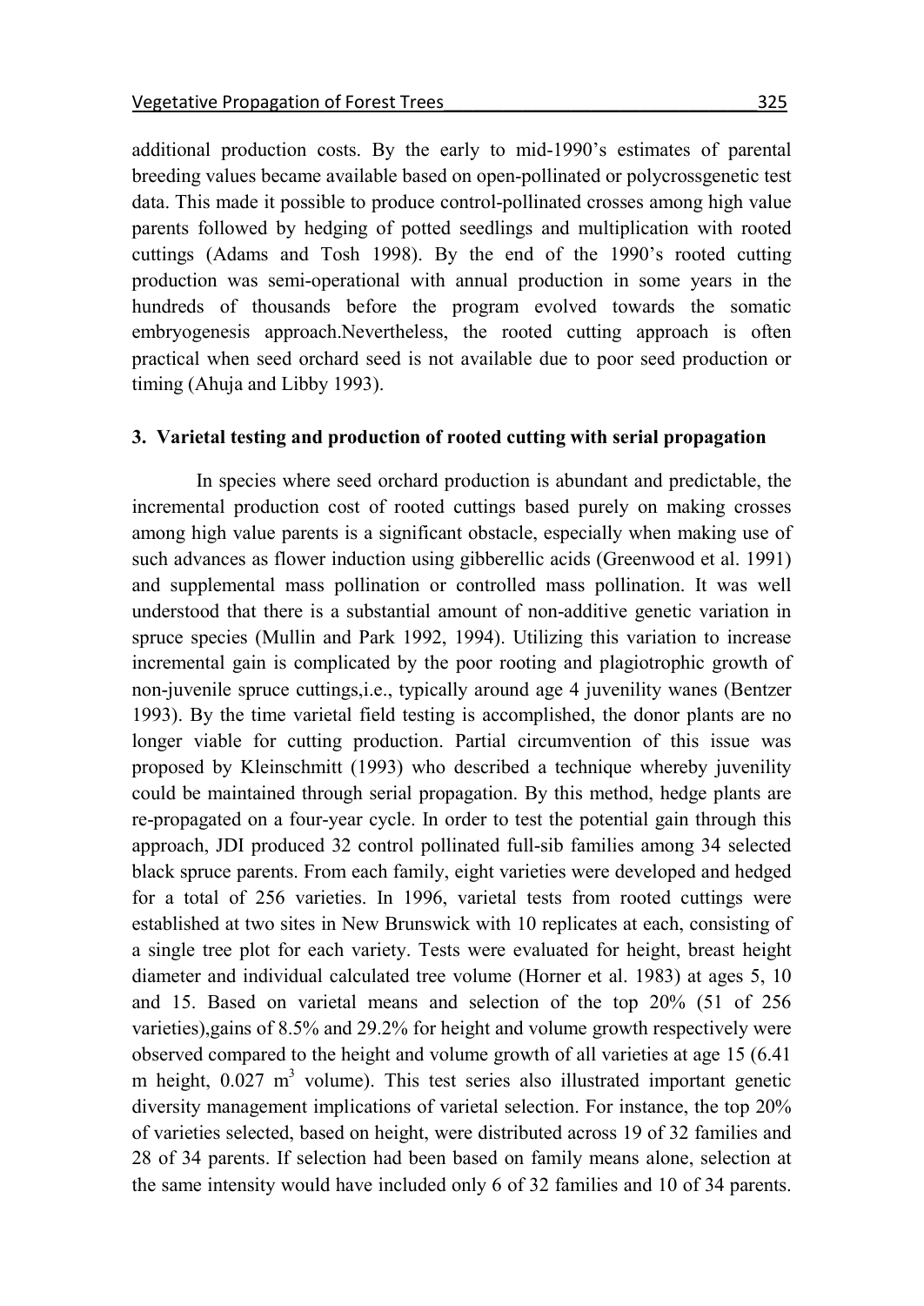additional production costs. By the early to mid-1990's estimates of parental breeding values became available based on open-pollinated or polycrossgenetic test data. This made it possible to produce control-pollinated crosses among high value parents followed by hedging of potted seedlings and multiplication with rooted cuttings (Adams and Tosh 1998). By the end of the 1990's rooted cutting production was semi-operational with annual production in some years in the hundreds of thousands before the program evolved towards the somatic embryogenesis approach.Nevertheless, the rooted cutting approach is often practical when seed orchard seed is not available due to poor seed production or timing (Ahuja and Libby 1993).

### 3. Varietal testing and production of rooted cutting with serial propagation

In species where seed orchard production is abundant and predictable, the incremental production cost of rooted cuttings based purely on making crosses among high value parents is a significant obstacle, especially when making use of such advances as flower induction using gibberellic acids (Greenwood et al. 1991) and supplemental mass pollination or controlled mass pollination. It was well understood that there is a substantial amount of non-additive genetic variation in spruce species (Mullin and Park 1992, 1994). Utilizing this variation to increase incremental gain is complicated by the poor rooting and plagiotrophic growth of non-juvenile spruce cuttings,i.e., typically around age 4 juvenility wanes (Bentzer 1993). By the time varietal field testing is accomplished, the donor plants are no longer viable for cutting production. Partial circumvention of this issue was proposed by Kleinschmitt (1993) who described a technique whereby juvenility could be maintained through serial propagation. By this method, hedge plants are re-propagated on a four-year cycle. In order to test the potential gain through this approach, JDI produced 32 control pollinated full-sib families among 34 selected black spruce parents. From each family, eight varieties were developed and hedged for a total of 256 varieties. In 1996, varietal tests from rooted cuttings were established at two sites in New Brunswick with 10 replicates at each, consisting of a single tree plot for each variety. Tests were evaluated for height, breast height diameter and individual calculated tree volume (Horner et al. 1983) at ages 5, 10 and 15. Based on varietal means and selection of the top 20% (51 of 256 varieties),gains of 8.5% and 29.2% for height and volume growth respectively were observed compared to the height and volume growth of all varieties at age 15 (6.41 m height, 0.027 $m^3$ volume). This test series also illustrated important genetic diversity management implications of varietal selection. For instance, the top 20% of varieties selected, based on height, were distributed across 19 of 32 families and 28 of 34 parents. If selection had been based on family means alone, selection at the same intensity would have included only 6 of 32 families and 10 of 34 parents.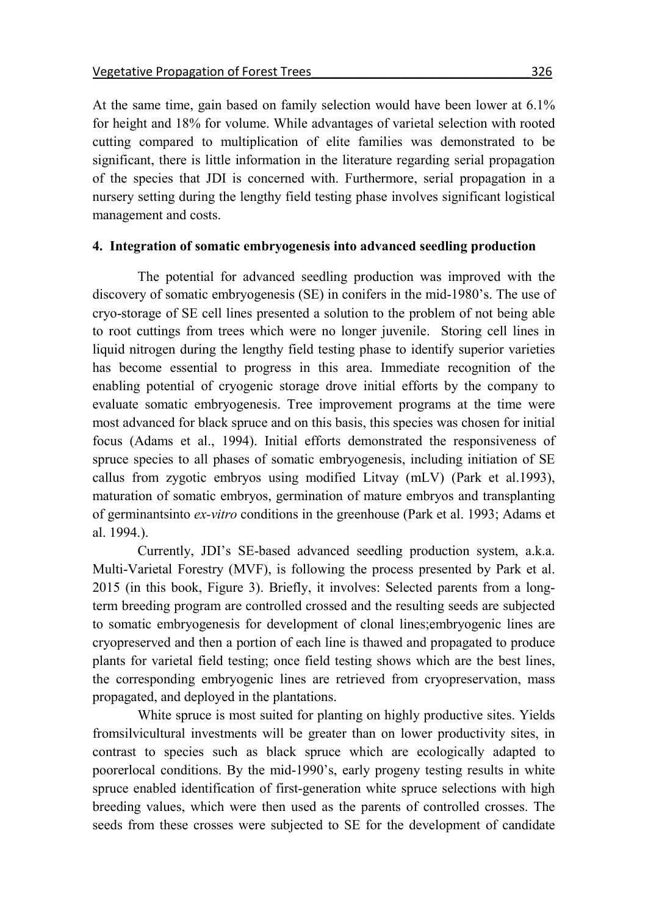At the same time, gain based on family selection would have been lower at 6.1% for height and 18% for volume. While advantages of varietal selection with rooted cutting compared to multiplication of elite families was demonstrated to be significant, there is little information in the literature regarding serial propagation of the species that JDI is concerned with. Furthermore, serial propagation in a nursery setting during the lengthy field testing phase involves significant logistical management and costs.

## 4. Integration of somatic embryogenesis into advanced seedling production

The potential for advanced seedling production was improved with the discovery of somatic embryogenesis (SE) in conifers in the mid-1980's. The use of cryo-storage of SE cell lines presented a solution to the problem of not being able to root cuttings from trees which were no longer juvenile. Storing cell lines in liquid nitrogen during the lengthy field testing phase to identify superior varieties has become essential to progress in this area. Immediate recognition of the enabling potential of cryogenic storage drove initial efforts by the company to evaluate somatic embryogenesis. Tree improvement programs at the time were most advanced for black spruce and on this basis, this species was chosen for initial focus (Adams et al., 1994). Initial efforts demonstrated the responsiveness of spruce species to all phases of somatic embryogenesis, including initiation of SE callus from zygotic embryos using modified Litvay (mLV) (Park et al.1993), maturation of somatic embryos, germination of mature embryos and transplanting of germinantsinto *ex-vitro* conditions in the greenhouse (Park et al. 1993; Adams et al. 1994.).

Currently, JDI's SE-based advanced seedling production system, a.k.a. Multi-Varietal Forestry (MVF), is following the process presented by Park et al. 2015 (in this book, Figure 3). Briefly, it involves: Selected parents from a long-term breeding program are controlled crossed and the resulting seeds are subjected to somatic embryogenesis for development of clonal lines;embryogenic lines are cryopreserved and then a portion of each line is thawed and propagated to produce plants for varietal field testing; once field testing shows which are the best lines, the corresponding embryogenic lines are retrieved from cryopreservation, mass propagated, and deployed in the plantations.

White spruce is most suited for planting on highly productive sites. Yields fromsilvicultural investments will be greater than on lower productivity sites, in contrast to species such as black spruce which are ecologically adapted to poorerlocal conditions. By the mid-1990's, early progeny testing results in white spruce enabled identification of first-generation white spruce selections with high breeding values, which were then used as the parents of controlled crosses. The seeds from these crosses were subjected to SE for the development of candidate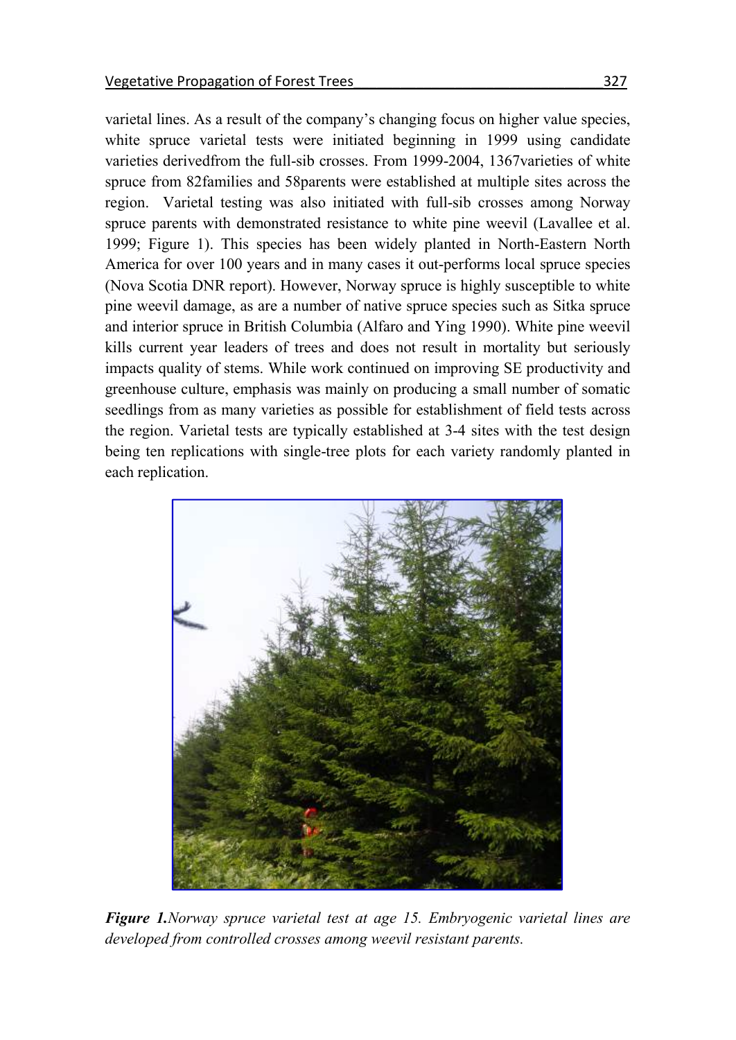varietal lines. As a result of the company's changing focus on higher value species, white spruce varietal tests were initiated beginning in 1999 using candidate varieties derivedfrom the full-sib crosses. From 1999-2004, 1367varieties of white spruce from 82families and 58parents were established at multiple sites across the region. Varietal testing was also initiated with full-sib crosses among Norway spruce parents with demonstrated resistance to white pine weevil (Lavallee et al. 1999; Figure 1). This species has been widely planted in North-Eastern North America for over 100 years and in many cases it out-performs local spruce species (Nova Scotia DNR report). However, Norway spruce is highly susceptible to white pine weevil damage, as are a number of native spruce species such as Sitka spruce and interior spruce in British Columbia (Alfaro and Ying 1990). White pine weevil kills current year leaders of trees and does not result in mortality but seriously impacts quality of stems. While work continued on improving SE productivity and greenhouse culture, emphasis was mainly on producing a small number of somatic seedlings from as many varieties as possible for establishment of field tests across the region. Varietal tests are typically established at 3-4 sites with the test design being ten replications with single-tree plots for each variety randomly planted in each replication.

***Figure 1.****Norway spruce varietal test at age 15. Embryogenic varietal lines are developed from controlled crosses among weevil resistant parents.*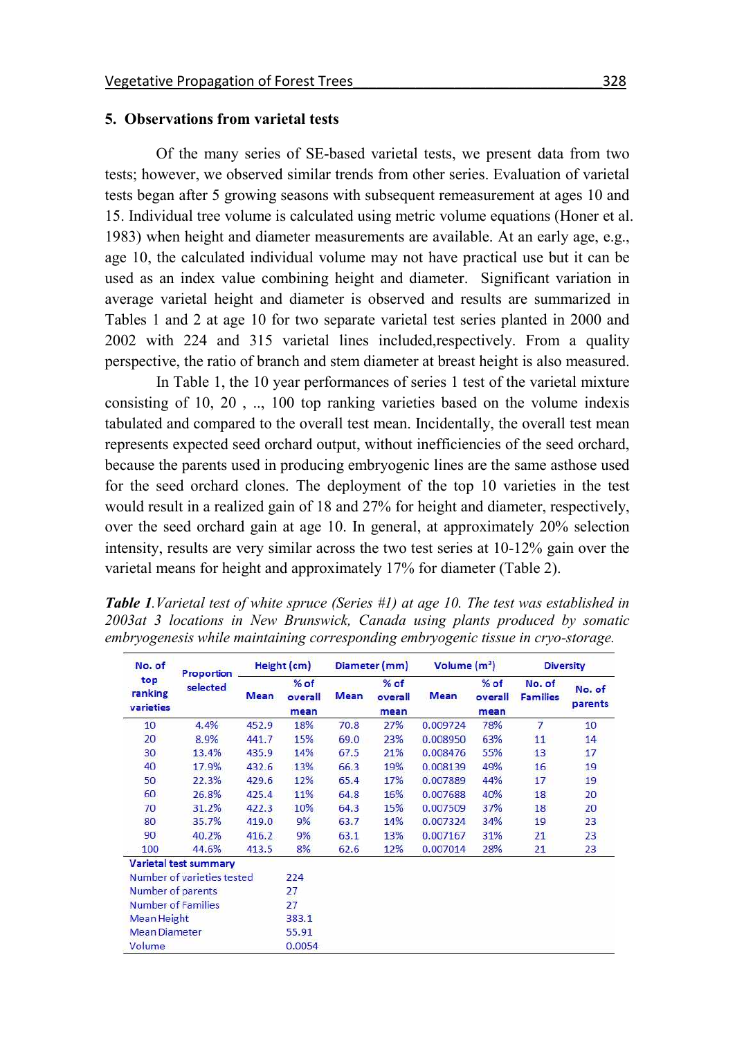## 5. Observations from varietal tests

Of the many series of SE-based varietal tests, we present data from two tests; however, we observed similar trends from other series. Evaluation of varietal tests began after 5 growing seasons with subsequent remeasurement at ages 10 and 15. Individual tree volume is calculated using metric volume equations (Honer et al. 1983) when height and diameter measurements are available. At an early age, e.g., age 10, the calculated individual volume may not have practical use but it can be used as an index value combining height and diameter. Significant variation in average varietal height and diameter is observed and results are summarized in Tables 1 and 2 at age 10 for two separate varietal test series planted in 2000 and 2002 with 224 and 315 varietal lines included,respectively. From a quality perspective, the ratio of branch and stem diameter at breast height is also measured.

In Table 1, the 10 year performances of series 1 test of the varietal mixture consisting of 10, 20 , .., 100 top ranking varieties based on the volume indexis tabulated and compared to the overall test mean. Incidentally, the overall test mean represents expected seed orchard output, without inefficiencies of the seed orchard, because the parents used in producing embryogenic lines are the same asthose used for the seed orchard clones. The deployment of the top 10 varieties in the test would result in a realized gain of 18 and 27% for height and diameter, respectively, over the seed orchard gain at age 10. In general, at approximately 20% selection intensity, results are very similar across the two test series at 10-12% gain over the varietal means for height and approximately 17% for diameter (Table 2).

***Table 1****.Varietal test of white spruce (Series #1) at age 10. The test was established in 2003at 3 locations in New Brunswick, Canada using plants produced by somatic embryogenesis while maintaining corresponding embryogenic tissue in cryo-storage.*

| No. of top ranking varieties | Proportion selected | Height (cm) | | Diameter (mm) | | Volume ($m^3$) | | Diversity | |
|---|---|---|---|---|---|---|---|---|---|
| | | Mean | % of overall mean | Mean | % of overall mean | Mean | % of overall mean | No. of Families | No. of parents |
| 10 | 4.4% | 452.9 | 18% | 70.8 | 27% | 0.009724 | 78% | 7 | 10 |
| 20 | 8.9% | 441.7 | 15% | 69.0 | 23% | 0.008950 | 63% | 11 | 14 |
| 30 | 13.4% | 435.9 | 14% | 67.5 | 21% | 0.008476 | 55% | 13 | 17 |
| 40 | 17.9% | 432.6 | 13% | 66.3 | 19% | 0.008139 | 49% | 16 | 19 |
| 50 | 22.3% | 429.6 | 12% | 65.4 | 17% | 0.007889 | 44% | 17 | 19 |
| 60 | 26.8% | 425.4 | 11% | 64.8 | 16% | 0.007688 | 40% | 18 | 20 |
| 70 | 31.2% | 422.3 | 10% | 64.3 | 15% | 0.007509 | 37% | 18 | 20 |
| 80 | 35.7% | 419.0 | 9% | 63.7 | 14% | 0.007324 | 34% | 19 | 23 |
| 90 | 40.2% | 416.2 | 9% | 63.1 | 13% | 0.007167 | 31% | 21 | 23 |
| 100 | 44.6% | 413.5 | 8% | 62.6 | 12% | 0.007014 | 28% | 21 | 23 |
| **Varietal test summary** | | | | | | | | | |
| Number of varieties tested | | 224 | | | | | | | |
| Number of parents | | 27 | | | | | | | |
| Number of Families | | 27 | | | | | | | |
| Mean Height | | 383.1 | | | | | | | |
| Mean Diameter | | 55.91 | | | | | | | |
| Volume | | 0.0054 | | | | | | | |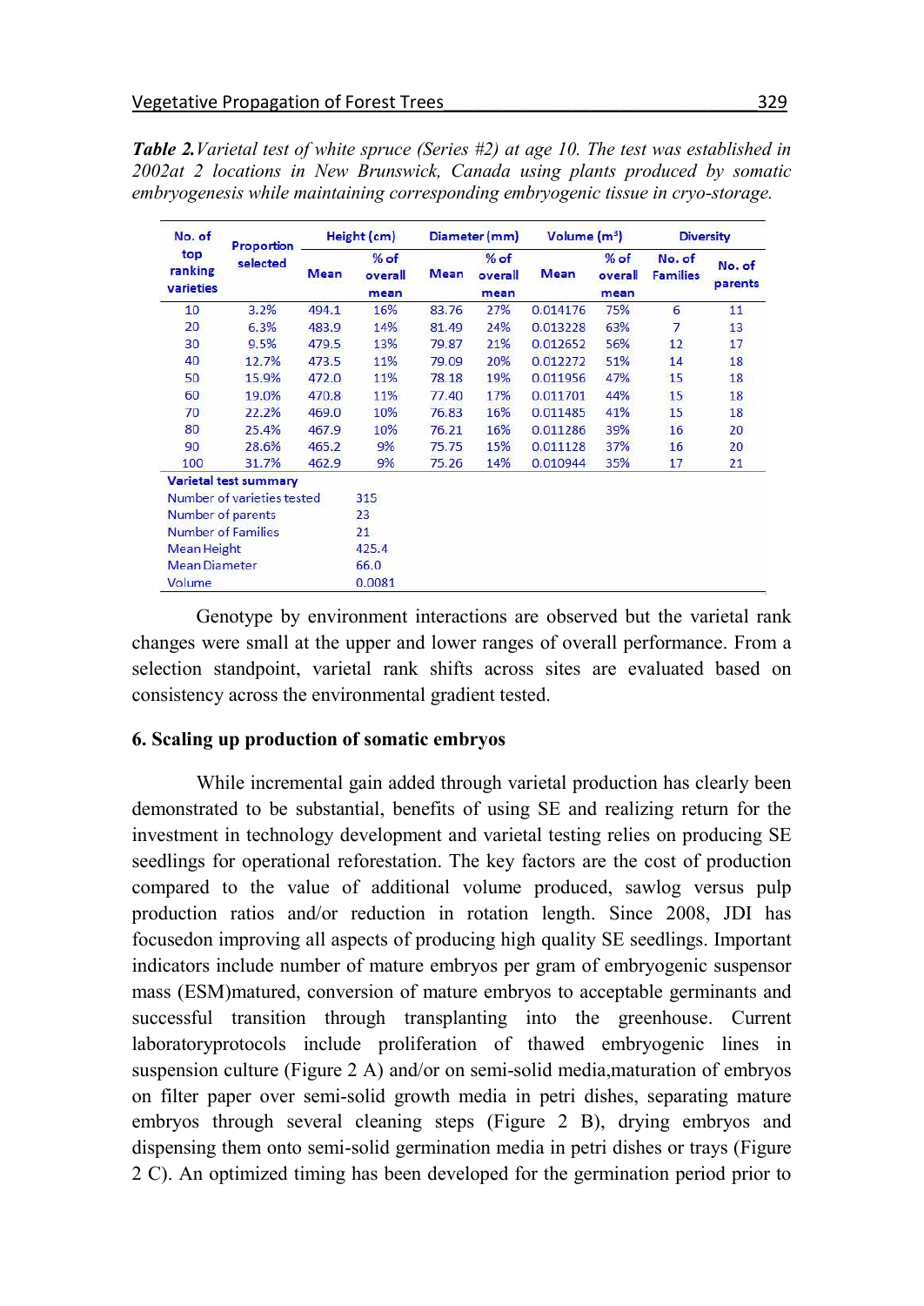***Table 2.*** *Varietal test of white spruce (Series #2) at age 10. The test was established in 2002at 2 locations in New Brunswick, Canada using plants produced by somatic embryogenesis while maintaining corresponding embryogenic tissue in cryo-storage.*

| No. of top ranking varieties | Proportion selected | Height (cm) | | Diameter (mm) | | Volume (m³) | | Diversity | |
|---|---|---|---|---|---|---|---|---|---|
| | | Mean | % of overall mean | Mean | % of overall mean | Mean | % of overall mean | No. of Families | No. of parents |
| 10 | 3.2% | 494.1 | 16% | 83.76 | 27% | 0.014176 | 75% | 6 | 11 |
| 20 | 6.3% | 483.9 | 14% | 81.49 | 24% | 0.013228 | 63% | 7 | 13 |
| 30 | 9.5% | 479.5 | 13% | 79.87 | 21% | 0.012652 | 56% | 12 | 17 |
| 40 | 12.7% | 473.5 | 11% | 79.09 | 20% | 0.012272 | 51% | 14 | 18 |
| 50 | 15.9% | 472.0 | 11% | 78.18 | 19% | 0.011956 | 47% | 15 | 18 |
| 60 | 19.0% | 470.8 | 11% | 77.40 | 17% | 0.011701 | 44% | 15 | 18 |
| 70 | 22.2% | 469.0 | 10% | 76.83 | 16% | 0.011485 | 41% | 15 | 18 |
| 80 | 25.4% | 467.9 | 10% | 76.21 | 16% | 0.011286 | 39% | 16 | 20 |
| 90 | 28.6% | 465.2 | 9% | 75.75 | 15% | 0.011128 | 37% | 16 | 20 |
| 100 | 31.7% | 462.9 | 9% | 75.26 | 14% | 0.010944 | 35% | 17 | 21 |
| **Varietal test summary** | | | | | | | | | |
| Number of varieties tested | | 315 | | | | | | | |
| Number of parents | | 23 | | | | | | | |
| Number of Families | | 21 | | | | | | | |
| Mean Height | | 425.4 | | | | | | | |
| Mean Diameter | | 66.0 | | | | | | | |
| Volume | | 0.0081 | | | | | | | |

Genotype by environment interactions are observed but the varietal rank changes were small at the upper and lower ranges of overall performance. From a selection standpoint, varietal rank shifts across sites are evaluated based on consistency across the environmental gradient tested.

## 6. Scaling up production of somatic embryos

While incremental gain added through varietal production has clearly been demonstrated to be substantial, benefits of using SE and realizing return for the investment in technology development and varietal testing relies on producing SE seedlings for operational reforestation. The key factors are the cost of production compared to the value of additional volume produced, sawlog versus pulp production ratios and/or reduction in rotation length. Since 2008, JDI has focusedon improving all aspects of producing high quality SE seedlings. Important indicators include number of mature embryos per gram of embryogenic suspensor mass (ESM)matured, conversion of mature embryos to acceptable germinants and successful transition through transplanting into the greenhouse. Current laboratoryprotocols include proliferation of thawed embryogenic lines in suspension culture (Figure 2 A) and/or on semi-solid media,maturation of embryos on filter paper over semi-solid growth media in petri dishes, separating mature embryos through several cleaning steps (Figure 2 B), drying embryos and dispensing them onto semi-solid germination media in petri dishes or trays (Figure 2 C). An optimized timing has been developed for the germination period prior to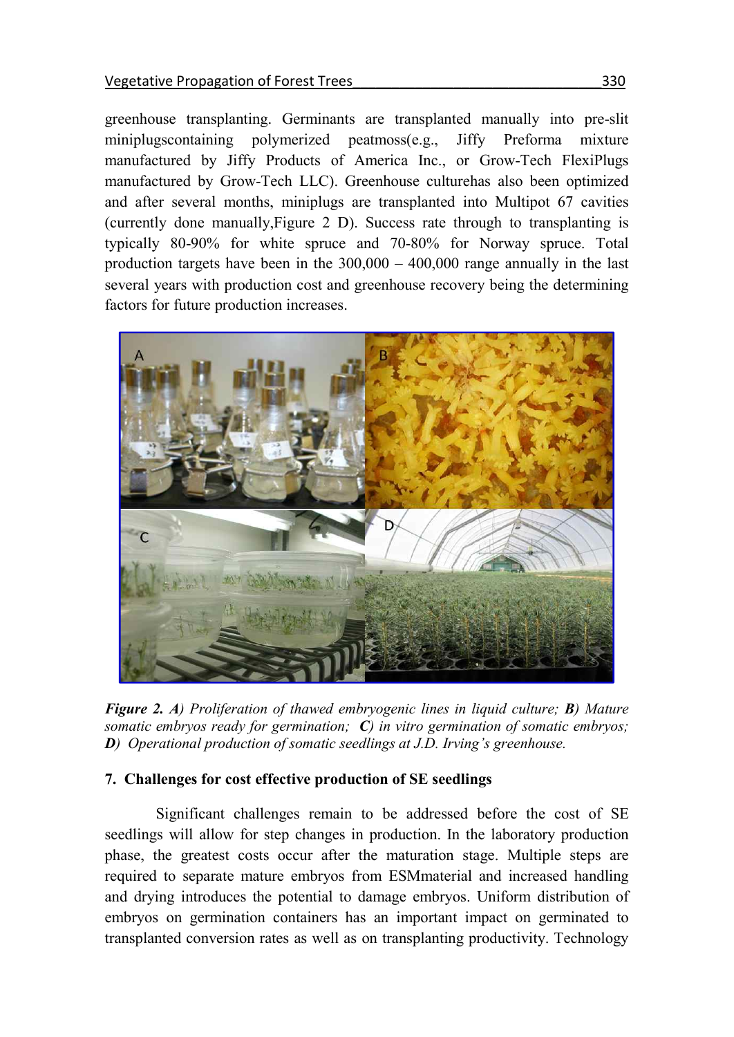greenhouse transplanting. Germinants are transplanted manually into pre-slit miniplugscontaining polymerized peatmoss(e.g., Jiffy Preforma mixture manufactured by Jiffy Products of America Inc., or Grow-Tech FlexiPlugs manufactured by Grow-Tech LLC). Greenhouse culturehas also been optimized and after several months, miniplugs are transplanted into Multipot 67 cavities (currently done manually,Figure 2 D). Success rate through to transplanting is typically 80-90% for white spruce and 70-80% for Norway spruce. Total production targets have been in the 300,000 – 400,000 range annually in the last several years with production cost and greenhouse recovery being the determining factors for future production increases.

***Figure 2. A****) Proliferation of thawed embryogenic lines in liquid culture;* ***B****) Mature somatic embryos ready for germination;* ***C****) in vitro germination of somatic embryos;* ***D****) Operational production of somatic seedlings at J.D. Irving's greenhouse.*

### 7. Challenges for cost effective production of SE seedlings

Significant challenges remain to be addressed before the cost of SE seedlings will allow for step changes in production. In the laboratory production phase, the greatest costs occur after the maturation stage. Multiple steps are required to separate mature embryos from ESMmaterial and increased handling and drying introduces the potential to damage embryos. Uniform distribution of embryos on germination containers has an important impact on germinated to transplanted conversion rates as well as on transplanting productivity. Technology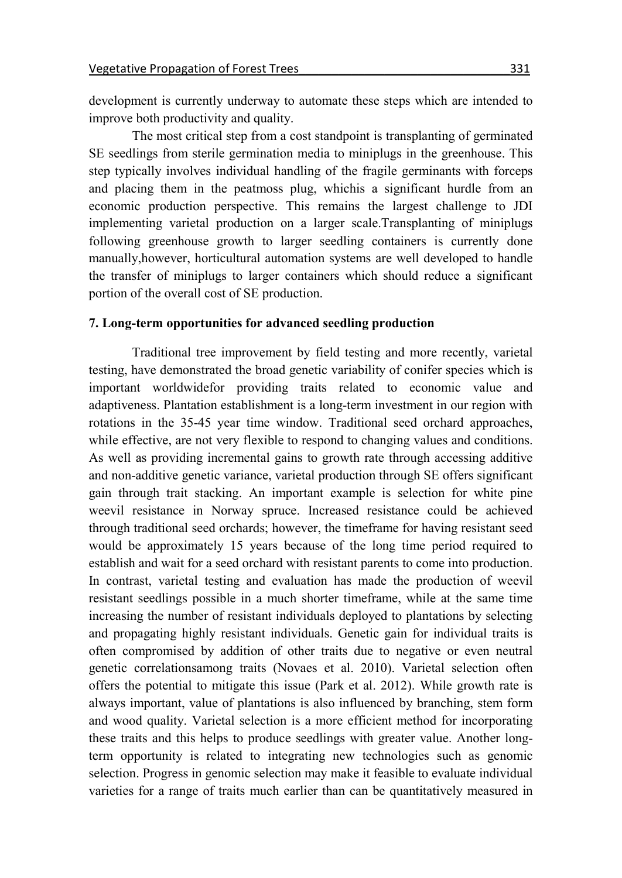development is currently underway to automate these steps which are intended to improve both productivity and quality.

The most critical step from a cost standpoint is transplanting of germinated SE seedlings from sterile germination media to miniplugs in the greenhouse. This step typically involves individual handling of the fragile germinants with forceps and placing them in the peatmoss plug, whichis a significant hurdle from an economic production perspective. This remains the largest challenge to JDI implementing varietal production on a larger scale.Transplanting of miniplugs following greenhouse growth to larger seedling containers is currently done manually,however, horticultural automation systems are well developed to handle the transfer of miniplugs to larger containers which should reduce a significant portion of the overall cost of SE production.

## 7. Long-term opportunities for advanced seedling production

Traditional tree improvement by field testing and more recently, varietal testing, have demonstrated the broad genetic variability of conifer species which is important worldwidefor providing traits related to economic value and adaptiveness. Plantation establishment is a long-term investment in our region with rotations in the 35-45 year time window. Traditional seed orchard approaches, while effective, are not very flexible to respond to changing values and conditions. As well as providing incremental gains to growth rate through accessing additive and non-additive genetic variance, varietal production through SE offers significant gain through trait stacking. An important example is selection for white pine weevil resistance in Norway spruce. Increased resistance could be achieved through traditional seed orchards; however, the timeframe for having resistant seed would be approximately 15 years because of the long time period required to establish and wait for a seed orchard with resistant parents to come into production. In contrast, varietal testing and evaluation has made the production of weevil resistant seedlings possible in a much shorter timeframe, while at the same time increasing the number of resistant individuals deployed to plantations by selecting and propagating highly resistant individuals. Genetic gain for individual traits is often compromised by addition of other traits due to negative or even neutral genetic correlationsamong traits (Novaes et al. 2010). Varietal selection often offers the potential to mitigate this issue (Park et al. 2012). While growth rate is always important, value of plantations is also influenced by branching, stem form and wood quality. Varietal selection is a more efficient method for incorporating these traits and this helps to produce seedlings with greater value. Another long-term opportunity is related to integrating new technologies such as genomic selection. Progress in genomic selection may make it feasible to evaluate individual varieties for a range of traits much earlier than can be quantitatively measured in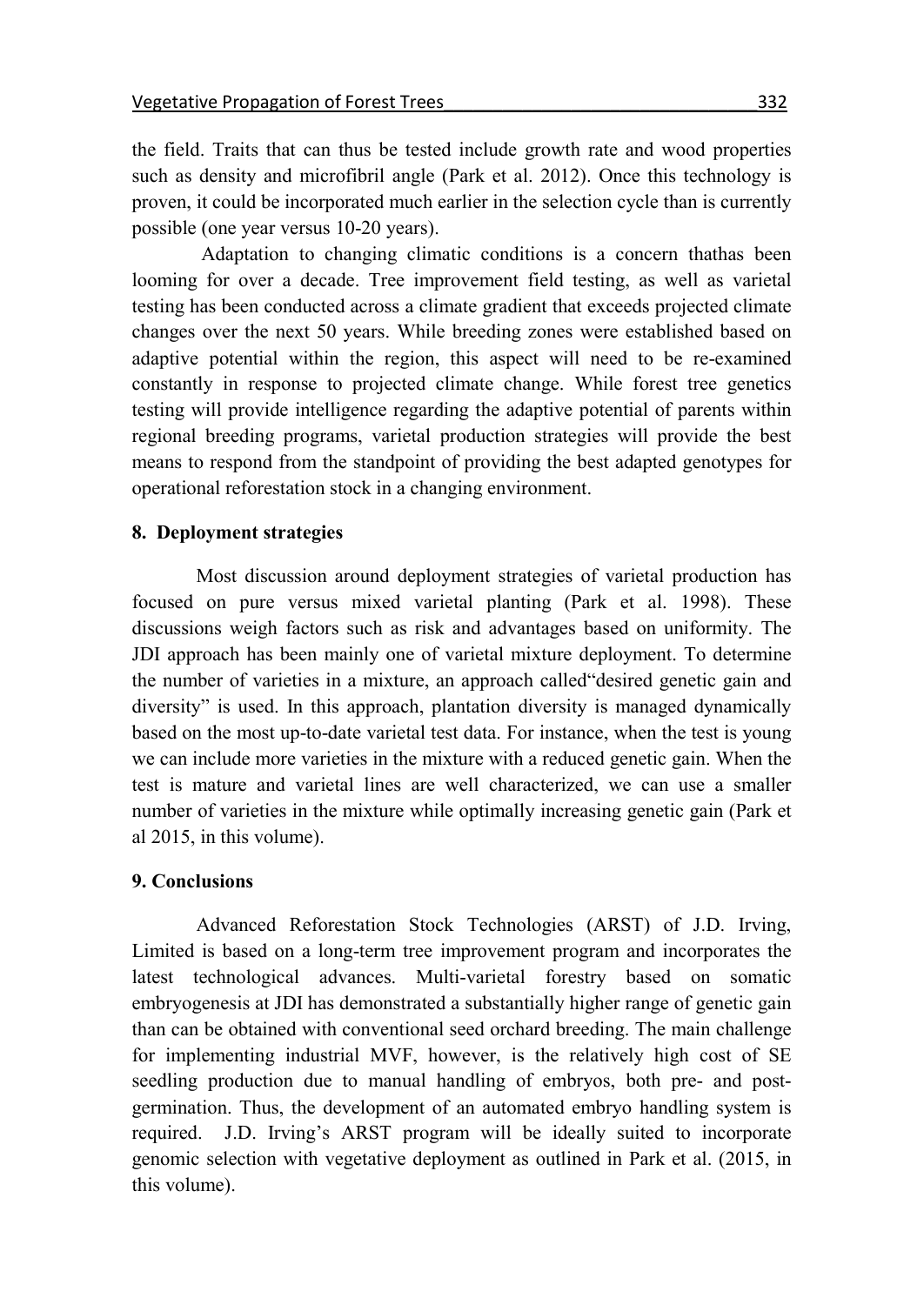the field. Traits that can thus be tested include growth rate and wood properties such as density and microfibril angle (Park et al. 2012). Once this technology is proven, it could be incorporated much earlier in the selection cycle than is currently possible (one year versus 10-20 years).

Adaptation to changing climatic conditions is a concern thathas been looming for over a decade. Tree improvement field testing, as well as varietal testing has been conducted across a climate gradient that exceeds projected climate changes over the next 50 years. While breeding zones were established based on adaptive potential within the region, this aspect will need to be re-examined constantly in response to projected climate change. While forest tree genetics testing will provide intelligence regarding the adaptive potential of parents within regional breeding programs, varietal production strategies will provide the best means to respond from the standpoint of providing the best adapted genotypes for operational reforestation stock in a changing environment.

## 8. Deployment strategies

Most discussion around deployment strategies of varietal production has focused on pure versus mixed varietal planting (Park et al. 1998). These discussions weigh factors such as risk and advantages based on uniformity. The JDI approach has been mainly one of varietal mixture deployment. To determine the number of varieties in a mixture, an approach called"desired genetic gain and diversity" is used. In this approach, plantation diversity is managed dynamically based on the most up-to-date varietal test data. For instance, when the test is young we can include more varieties in the mixture with a reduced genetic gain. When the test is mature and varietal lines are well characterized, we can use a smaller number of varieties in the mixture while optimally increasing genetic gain (Park et al 2015, in this volume).

## 9. Conclusions

Advanced Reforestation Stock Technologies (ARST) of J.D. Irving, Limited is based on a long-term tree improvement program and incorporates the latest technological advances. Multi-varietal forestry based on somatic embryogenesis at JDI has demonstrated a substantially higher range of genetic gain than can be obtained with conventional seed orchard breeding. The main challenge for implementing industrial MVF, however, is the relatively high cost of SE seedling production due to manual handling of embryos, both pre- and post-germination. Thus, the development of an automated embryo handling system is required. J.D. Irving's ARST program will be ideally suited to incorporate genomic selection with vegetative deployment as outlined in Park et al. (2015, in this volume).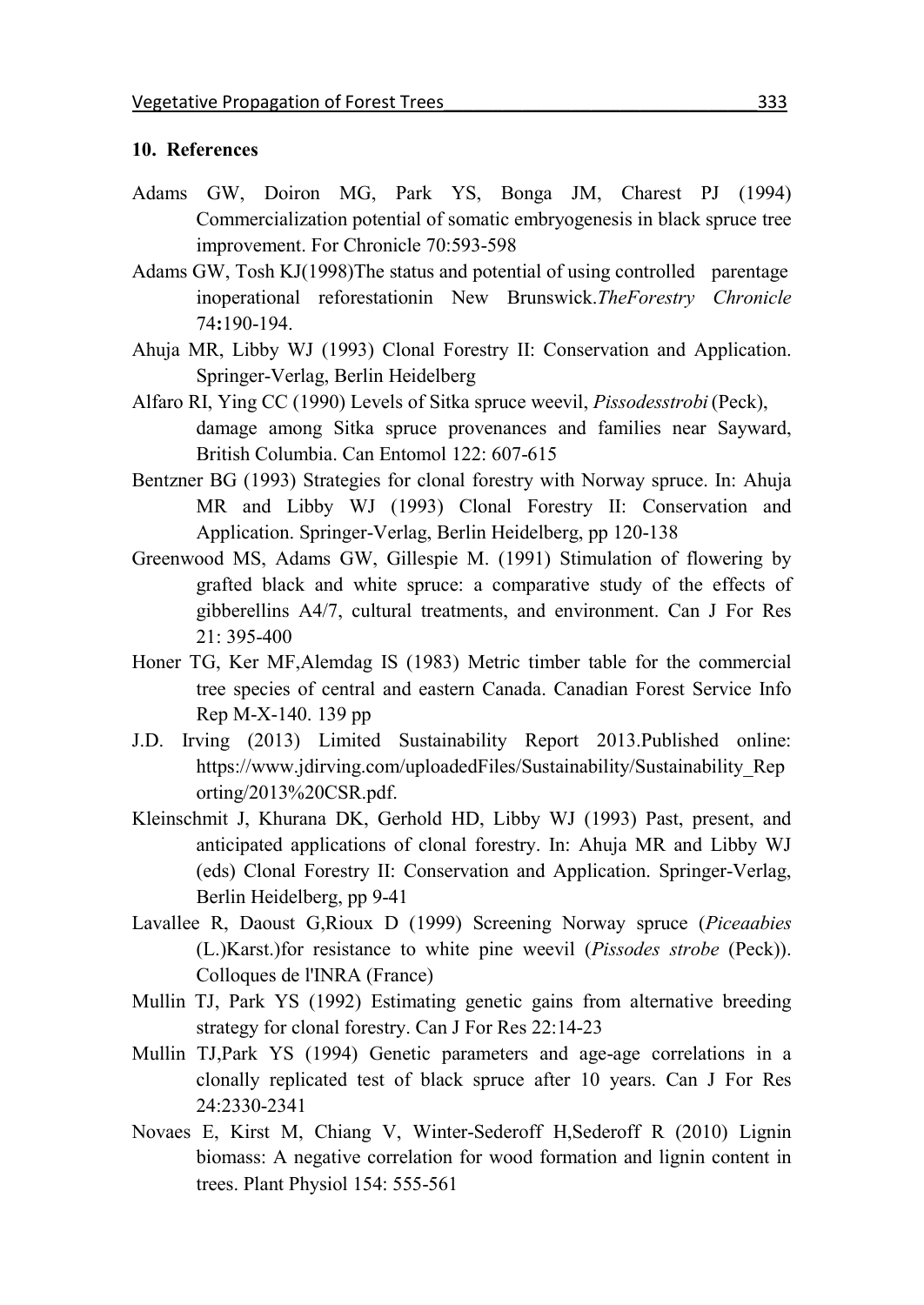## 10. References

Adams GW, Doiron MG, Park YS, Bonga JM, Charest PJ (1994) Commercialization potential of somatic embryogenesis in black spruce tree improvement. For Chronicle 70:593-598

Adams GW, Tosh KJ(1998)The status and potential of using controlled parentage inoperational reforestationin New Brunswick.*TheForestry Chronicle* 74**:**190-194.

Ahuja MR, Libby WJ (1993) Clonal Forestry II: Conservation and Application. Springer-Verlag, Berlin Heidelberg

Alfaro RI, Ying CC (1990) Levels of Sitka spruce weevil, *Pissodesstrobi* (Peck), damage among Sitka spruce provenances and families near Sayward, British Columbia. Can Entomol 122: 607-615

Bentzner BG (1993) Strategies for clonal forestry with Norway spruce. In: Ahuja MR and Libby WJ (1993) Clonal Forestry II: Conservation and Application. Springer-Verlag, Berlin Heidelberg, pp 120-138

Greenwood MS, Adams GW, Gillespie M. (1991) Stimulation of flowering by grafted black and white spruce: a comparative study of the effects of gibberellins A4/7, cultural treatments, and environment. Can J For Res 21: 395-400

Honer TG, Ker MF,Alemdag IS (1983) Metric timber table for the commercial tree species of central and eastern Canada. Canadian Forest Service Info Rep M-X-140. 139 pp

J.D. Irving (2013) Limited Sustainability Report 2013.Published online: https://www.jdirving.com/uploadedFiles/Sustainability/Sustainability_Reporting/2013%20CSR.pdf.

Kleinschmit J, Khurana DK, Gerhold HD, Libby WJ (1993) Past, present, and anticipated applications of clonal forestry. In: Ahuja MR and Libby WJ (eds) Clonal Forestry II: Conservation and Application. Springer-Verlag, Berlin Heidelberg, pp 9-41

Lavallee R, Daoust G,Rioux D (1999) Screening Norway spruce (*Piceaabies* (L.)Karst.)for resistance to white pine weevil (*Pissodes strobe* (Peck)). Colloques de l'INRA (France)

Mullin TJ, Park YS (1992) Estimating genetic gains from alternative breeding strategy for clonal forestry. Can J For Res 22:14-23

Mullin TJ,Park YS (1994) Genetic parameters and age-age correlations in a clonally replicated test of black spruce after 10 years. Can J For Res 24:2330-2341

Novaes E, Kirst M, Chiang V, Winter-Sederoff H,Sederoff R (2010) Lignin biomass: A negative correlation for wood formation and lignin content in trees. Plant Physiol 154: 555-561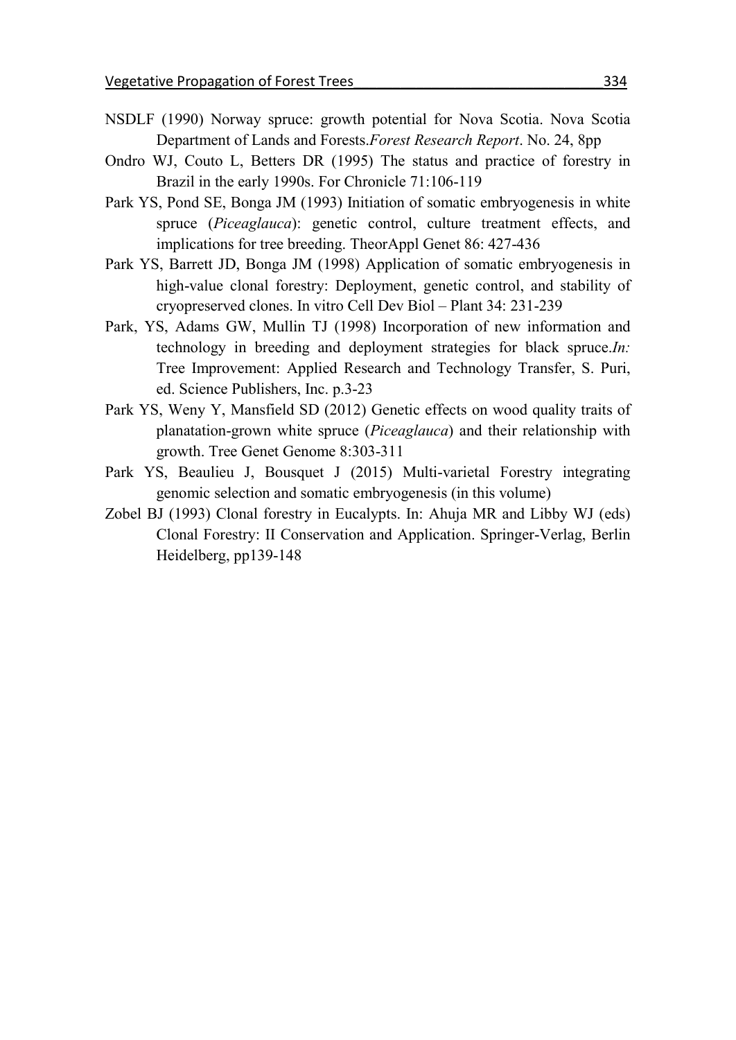NSDLF (1990) Norway spruce: growth potential for Nova Scotia. Nova Scotia Department of Lands and Forests.*Forest Research Report*. No. 24, 8pp

Ondro WJ, Couto L, Betters DR (1995) The status and practice of forestry in Brazil in the early 1990s. For Chronicle 71:106-119

Park YS, Pond SE, Bonga JM (1993) Initiation of somatic embryogenesis in white spruce (*Piceaglauca*): genetic control, culture treatment effects, and implications for tree breeding. TheorAppl Genet 86: 427-436

Park YS, Barrett JD, Bonga JM (1998) Application of somatic embryogenesis in high-value clonal forestry: Deployment, genetic control, and stability of cryopreserved clones. In vitro Cell Dev Biol – Plant 34: 231-239

Park, YS, Adams GW, Mullin TJ (1998) Incorporation of new information and technology in breeding and deployment strategies for black spruce.*In:* Tree Improvement: Applied Research and Technology Transfer, S. Puri, ed. Science Publishers, Inc. p.3-23

Park YS, Weny Y, Mansfield SD (2012) Genetic effects on wood quality traits of planatation-grown white spruce (*Piceaglauca*) and their relationship with growth. Tree Genet Genome 8:303-311

Park YS, Beaulieu J, Bousquet J (2015) Multi-varietal Forestry integrating genomic selection and somatic embryogenesis (in this volume)

Zobel BJ (1993) Clonal forestry in Eucalypts. In: Ahuja MR and Libby WJ (eds) Clonal Forestry: II Conservation and Application. Springer-Verlag, Berlin Heidelberg, pp139-148